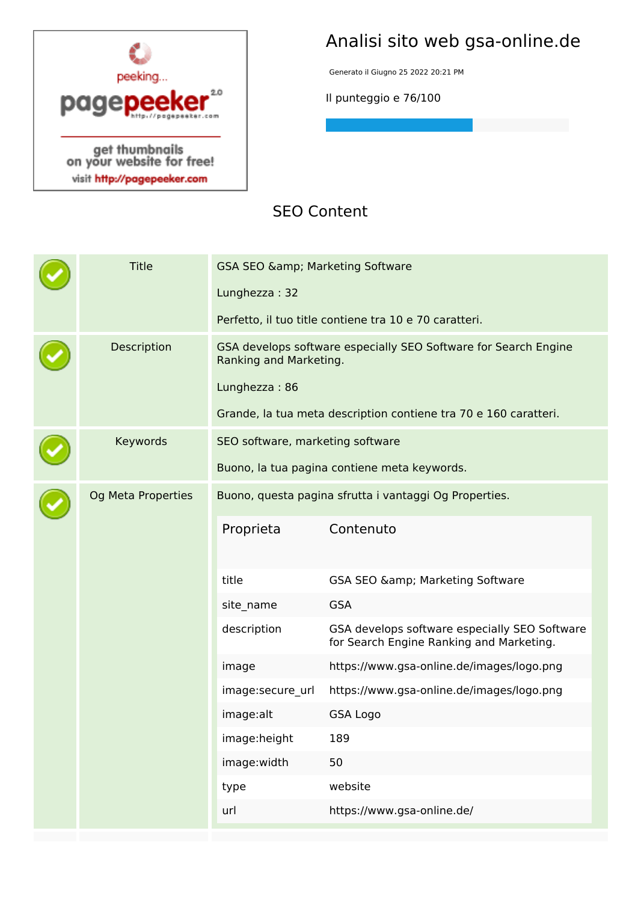# Analisi sito web gsa-online.de

Generato il Giugno 25 2022 20:21 PM

Il punteggio e 76/100

## SEO Content

| | | |
|---|---|---|
| ✓ | Title | GSA SEO &amp; Marketing Software<br><br>Lunghezza : 32<br><br>Perfetto, il tuo title contiene tra 10 e 70 caratteri. |
| ✓ | Description | GSA develops software especially SEO Software for Search Engine Ranking and Marketing.<br><br>Lunghezza : 86<br><br>Grande, la tua meta description contiene tra 70 e 160 caratteri. |
| ✓ | Keywords | SEO software, marketing software<br><br>Buono, la tua pagina contiene meta keywords. |
| ✓ | Og Meta Properties | Buono, questa pagina sfrutta i vantaggi Og Properties. |

| Proprieta | Contenuto |
|---|---|
| title | GSA SEO &amp; Marketing Software |
| site_name | GSA |
| description | GSA develops software especially SEO Software for Search Engine Ranking and Marketing. |
| image | https://www.gsa-online.de/images/logo.png |
| image:secure_url | https://www.gsa-online.de/images/logo.png |
| image:alt | GSA Logo |
| image:height | 189 |
| image:width | 50 |
| type | website |
| url | https://www.gsa-online.de/ |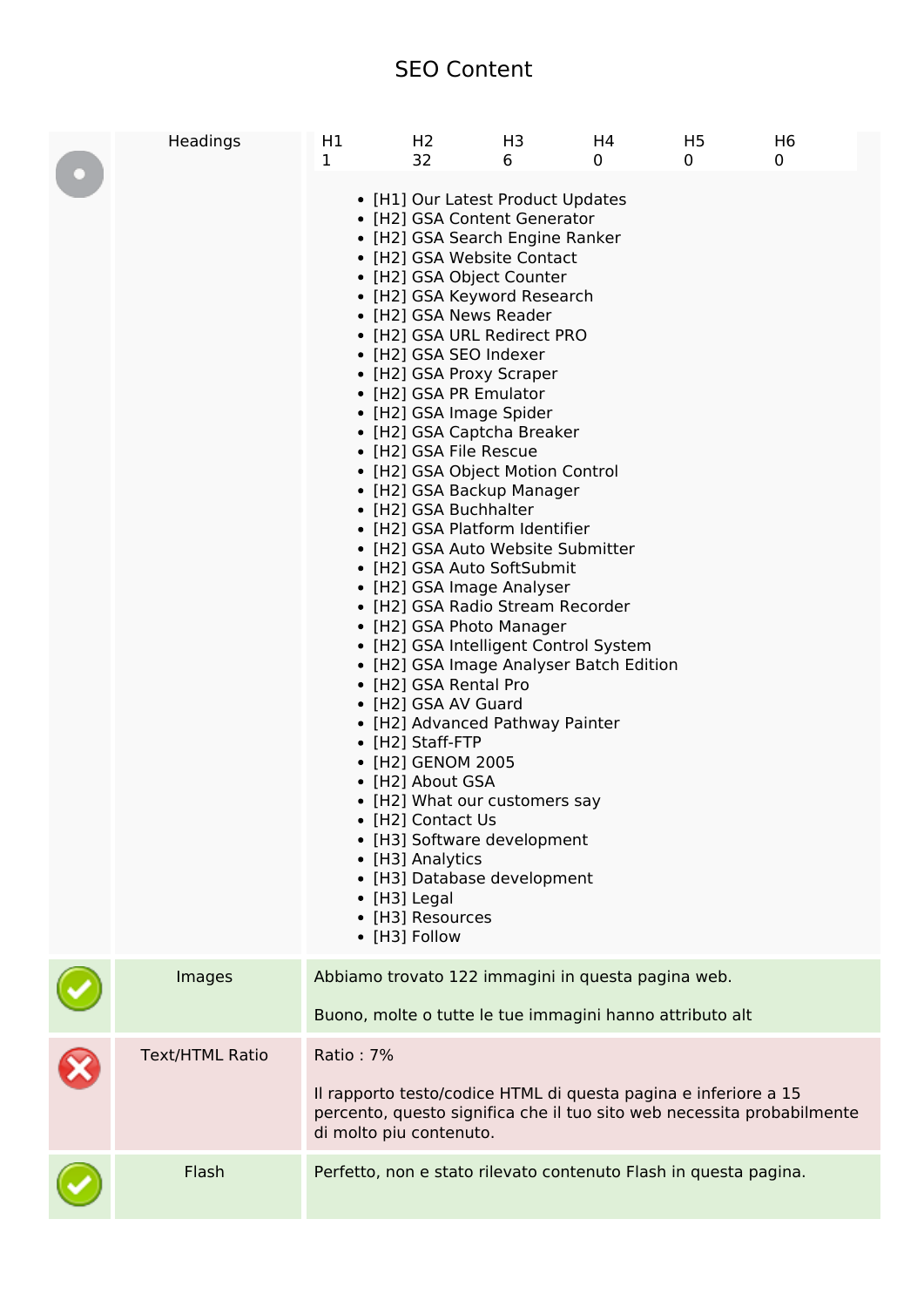# SEO Content

## Headings

| H1 | H2 | H3 | H4 | H5 | H6 |
|---|---|---|---|---|---|
| 1 | 32 | 6 | 0 | 0 | 0 |

- [H1] Our Latest Product Updates
- [H2] GSA Content Generator
- [H2] GSA Search Engine Ranker
- [H2] GSA Website Contact
- [H2] GSA Object Counter
- [H2] GSA Keyword Research
- [H2] GSA News Reader
- [H2] GSA URL Redirect PRO
- [H2] GSA SEO Indexer
- [H2] GSA Proxy Scraper
- [H2] GSA PR Emulator
- [H2] GSA Image Spider
- [H2] GSA Captcha Breaker
- [H2] GSA File Rescue
- [H2] GSA Object Motion Control
- [H2] GSA Backup Manager
- [H2] GSA Buchhalter
- [H2] GSA Platform Identifier
- [H2] GSA Auto Website Submitter
- [H2] GSA Auto SoftSubmit
- [H2] GSA Image Analyser
- [H2] GSA Radio Stream Recorder
- [H2] GSA Photo Manager
- [H2] GSA Intelligent Control System
- [H2] GSA Image Analyser Batch Edition
- [H2] GSA Rental Pro
- [H2] GSA AV Guard
- [H2] Advanced Pathway Painter
- [H2] Staff-FTP
- [H2] GENOM 2005
- [H2] About GSA
- [H2] What our customers say
- [H2] Contact Us
- [H3] Software development
- [H3] Analytics
- [H3] Database development
- [H3] Legal
- [H3] Resources
- [H3] Follow

## Images

Abbiamo trovato 122 immagini in questa pagina web.

Buono, molte o tutte le tue immagini hanno attributo alt

## Text/HTML Ratio

Ratio : 7%

Il rapporto testo/codice HTML di questa pagina e inferiore a 15 percento, questo significa che il tuo sito web necessita probabilmente di molto piu contenuto.

## Flash

Perfetto, non e stato rilevato contenuto Flash in questa pagina.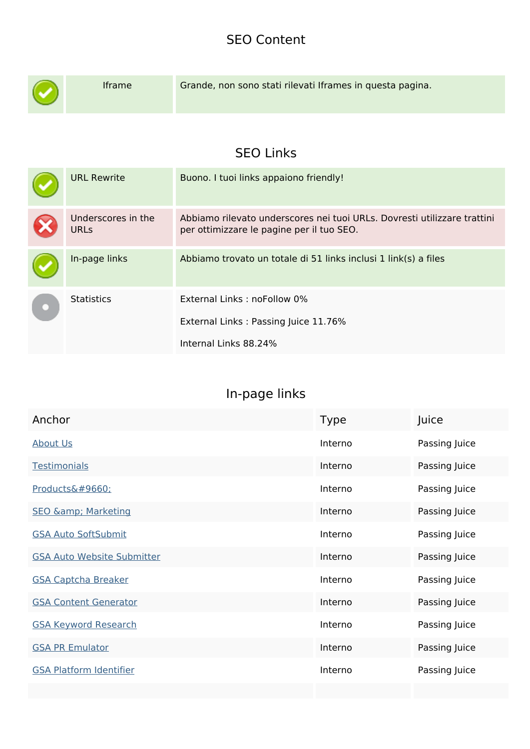## SEO Content

| | | |
|---|---|---|
| ✓ | Iframe | Grande, non sono stati rilevati Iframes in questa pagina. |

## SEO Links

| | | |
|---|---|---|
| ✓ | URL Rewrite | Buono. I tuoi links appaiono friendly! |
| ✗ | Underscores in the URLs | Abbiamo rilevato underscores nei tuoi URLs. Dovresti utilizzare trattini per ottimizzare le pagine per il tuo SEO. |
| ✓ | In-page links | Abbiamo trovato un totale di 51 links inclusi 1 link(s) a files |
| ● | Statistics | External Links : noFollow 0%<br><br>External Links : Passing Juice 11.76%<br><br>Internal Links 88.24% |

## In-page links

| Anchor | Type | Juice |
|---|---|---|
| About Us | Interno | Passing Juice |
| Testimonials | Interno | Passing Juice |
| Products&#9660; | Interno | Passing Juice |
| SEO &amp; Marketing | Interno | Passing Juice |
| GSA Auto SoftSubmit | Interno | Passing Juice |
| GSA Auto Website Submitter | Interno | Passing Juice |
| GSA Captcha Breaker | Interno | Passing Juice |
| GSA Content Generator | Interno | Passing Juice |
| GSA Keyword Research | Interno | Passing Juice |
| GSA PR Emulator | Interno | Passing Juice |
| GSA Platform Identifier | Interno | Passing Juice |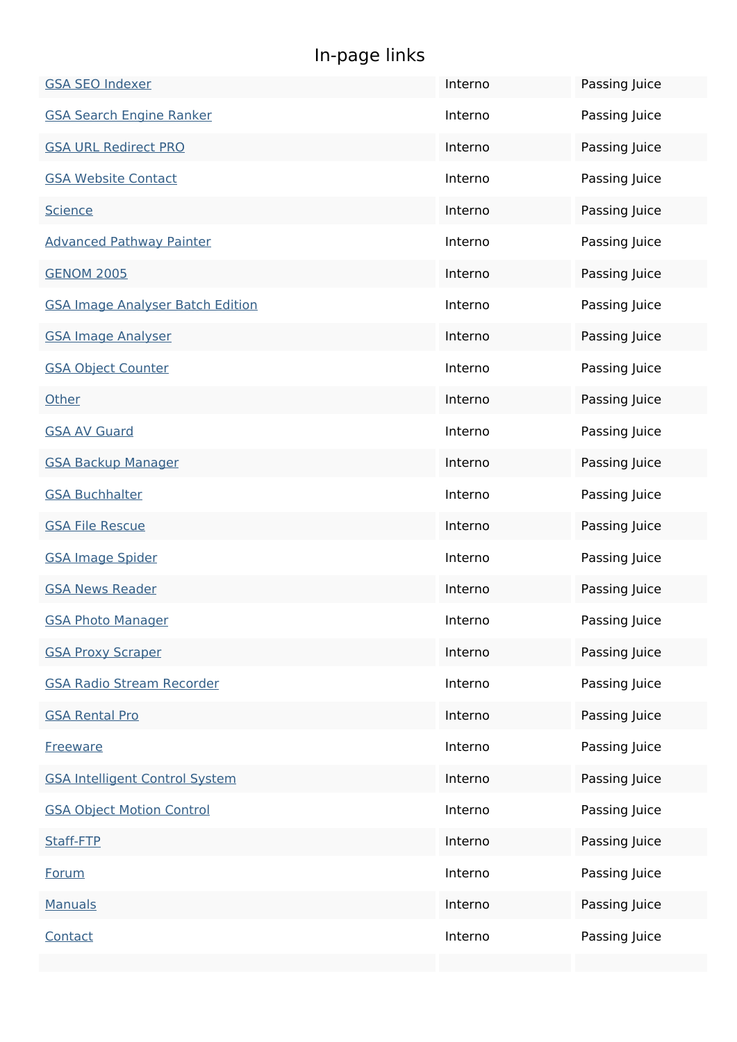## In-page links

| | | |
|---|---|---|
| GSA SEO Indexer | Interno | Passing Juice |
| GSA Search Engine Ranker | Interno | Passing Juice |
| GSA URL Redirect PRO | Interno | Passing Juice |
| GSA Website Contact | Interno | Passing Juice |
| Science | Interno | Passing Juice |
| Advanced Pathway Painter | Interno | Passing Juice |
| GENOM 2005 | Interno | Passing Juice |
| GSA Image Analyser Batch Edition | Interno | Passing Juice |
| GSA Image Analyser | Interno | Passing Juice |
| GSA Object Counter | Interno | Passing Juice |
| Other | Interno | Passing Juice |
| GSA AV Guard | Interno | Passing Juice |
| GSA Backup Manager | Interno | Passing Juice |
| GSA Buchhalter | Interno | Passing Juice |
| GSA File Rescue | Interno | Passing Juice |
| GSA Image Spider | Interno | Passing Juice |
| GSA News Reader | Interno | Passing Juice |
| GSA Photo Manager | Interno | Passing Juice |
| GSA Proxy Scraper | Interno | Passing Juice |
| GSA Radio Stream Recorder | Interno | Passing Juice |
| GSA Rental Pro | Interno | Passing Juice |
| Freeware | Interno | Passing Juice |
| GSA Intelligent Control System | Interno | Passing Juice |
| GSA Object Motion Control | Interno | Passing Juice |
| Staff-FTP | Interno | Passing Juice |
| Forum | Interno | Passing Juice |
| Manuals | Interno | Passing Juice |
| Contact | Interno | Passing Juice |
| | | |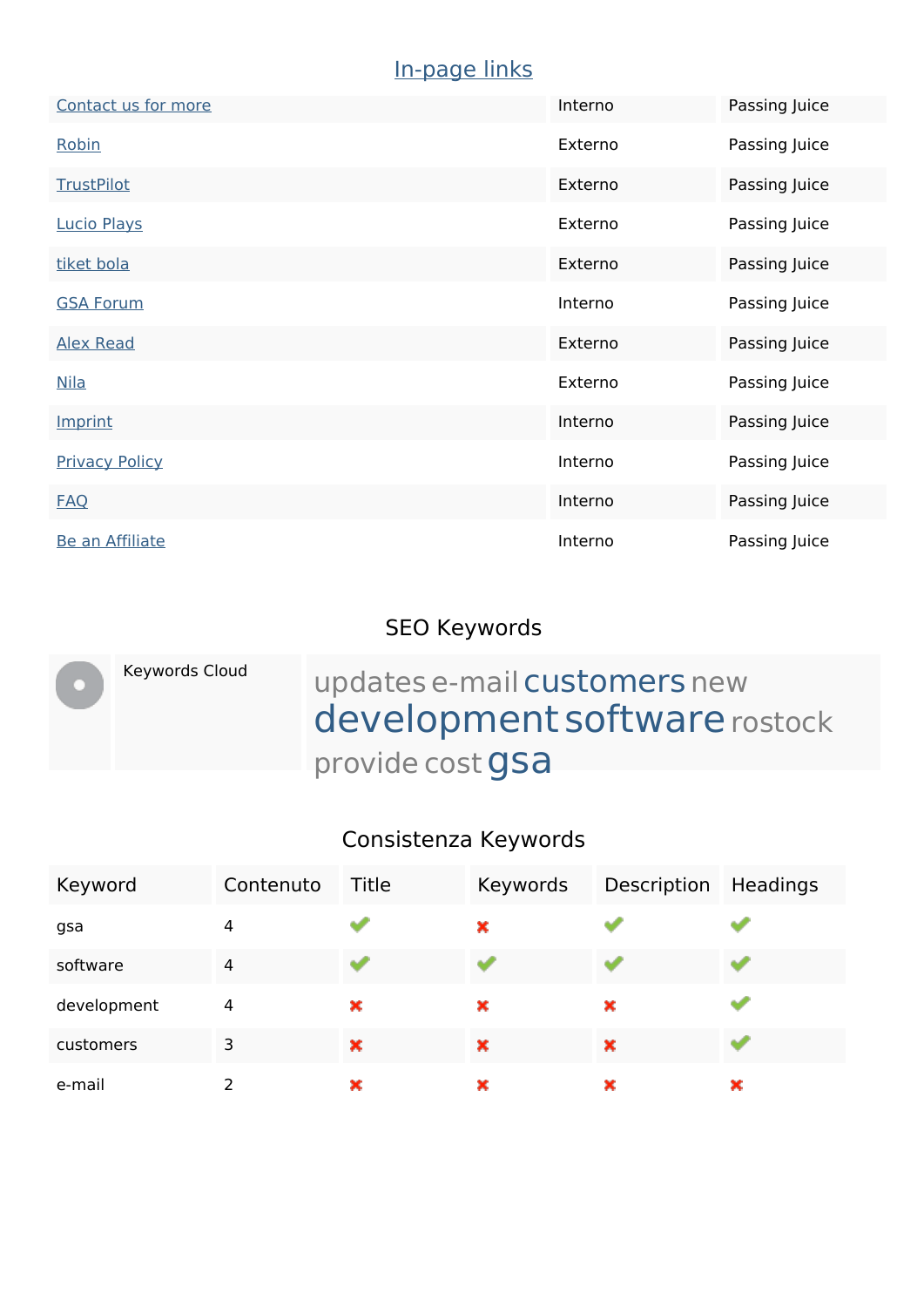## In-page links

| | | |
|---|---|---|
| Contact us for more | Interno | Passing Juice |
| Robin | Externo | Passing Juice |
| TrustPilot | Externo | Passing Juice |
| Lucio Plays | Externo | Passing Juice |
| tiket bola | Externo | Passing Juice |
| GSA Forum | Interno | Passing Juice |
| Alex Read | Externo | Passing Juice |
| Nila | Externo | Passing Juice |
| Imprint | Interno | Passing Juice |
| Privacy Policy | Interno | Passing Juice |
| FAQ | Interno | Passing Juice |
| Be an Affiliate | Interno | Passing Juice |

## SEO Keywords

| | | |
|---|---|---|
| | Keywords Cloud | updates e-mail customers new development software rostock provide cost gsa |

## Consistenza Keywords

| Keyword | Contenuto | Title | Keywords | Description | Headings |
|---|---|---|---|---|---|
| gsa | 4 | ✔ | ✖ | ✔ | ✔ |
| software | 4 | ✔ | ✔ | ✔ | ✔ |
| development | 4 | ✖ | ✖ | ✖ | ✔ |
| customers | 3 | ✖ | ✖ | ✖ | ✔ |
| e-mail | 2 | ✖ | ✖ | ✖ | ✖ |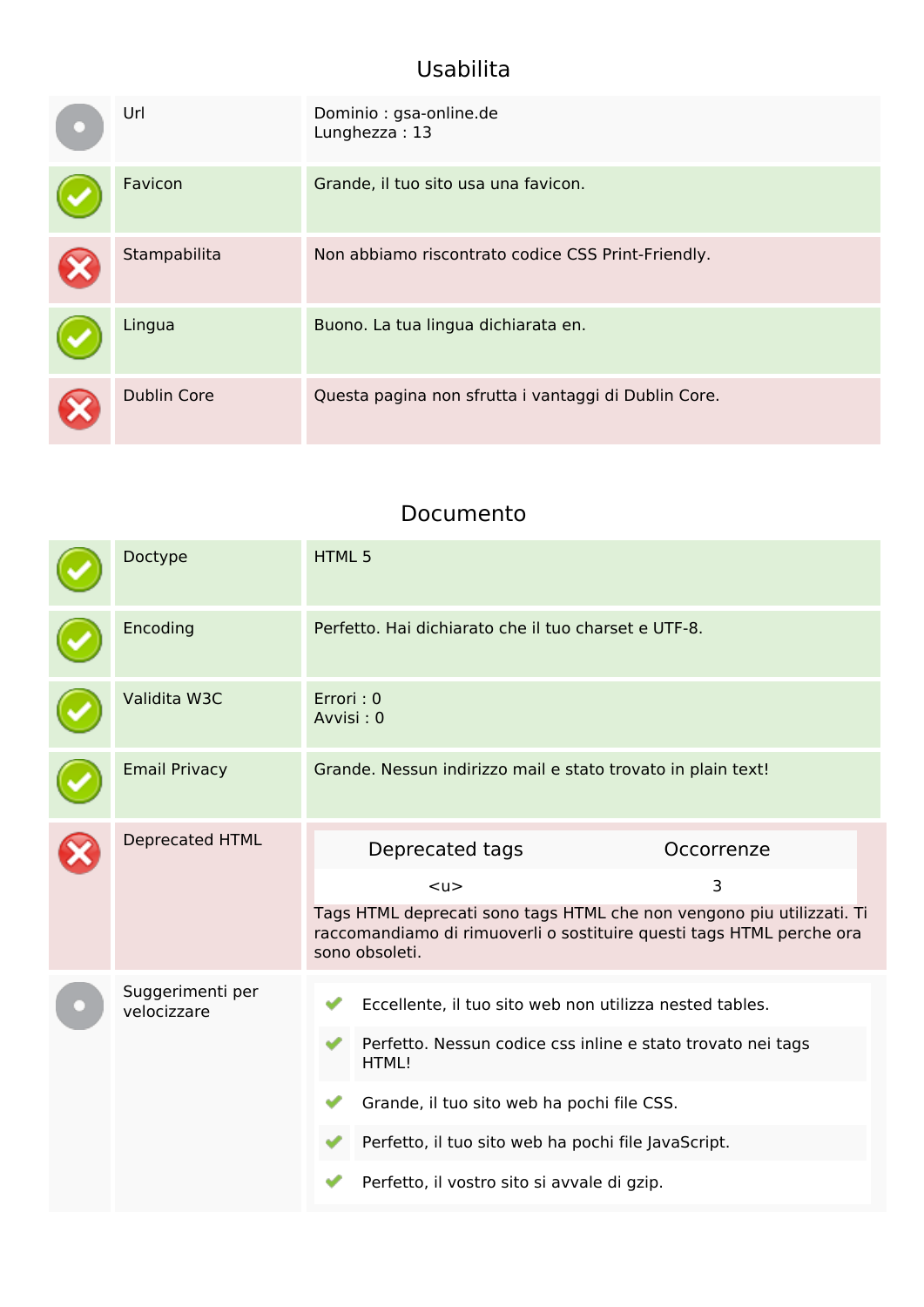## Usabilita

| | | |
|---|---|---|
| | Url | Dominio : gsa-online.de<br>Lunghezza : 13 |
| ✔ | Favicon | Grande, il tuo sito usa una favicon. |
| ✘ | Stampabilita | Non abbiamo riscontrato codice CSS Print-Friendly. |
| ✔ | Lingua | Buono. La tua lingua dichiarata en. |
| ✘ | Dublin Core | Questa pagina non sfrutta i vantaggi di Dublin Core. |

## Documento

| | | |
|---|---|---|
| ✔ | Doctype | HTML 5 |
| ✔ | Encoding | Perfetto. Hai dichiarato che il tuo charset e UTF-8. |
| ✔ | Validita W3C | Errori : 0<br>Avvisi : 0 |
| ✔ | Email Privacy | Grande. Nessun indirizzo mail e stato trovato in plain text! |
| ✘ | Deprecated HTML | Vedi tabella sotto |

| Deprecated tags | Occorrenze |
|---|---|
| <u> | 3 |

Tags HTML deprecati sono tags HTML che non vengono piu utilizzati. Ti raccomandiamo di rimuoverli o sostituire questi tags HTML perche ora sono obsoleti.

**Suggerimenti per velocizzare**

- ✔ Eccellente, il tuo sito web non utilizza nested tables.
- ✔ Perfetto. Nessun codice css inline e stato trovato nei tags HTML!
- ✔ Grande, il tuo sito web ha pochi file CSS.
- ✔ Perfetto, il tuo sito web ha pochi file JavaScript.
- ✔ Perfetto, il vostro sito si avvale di gzip.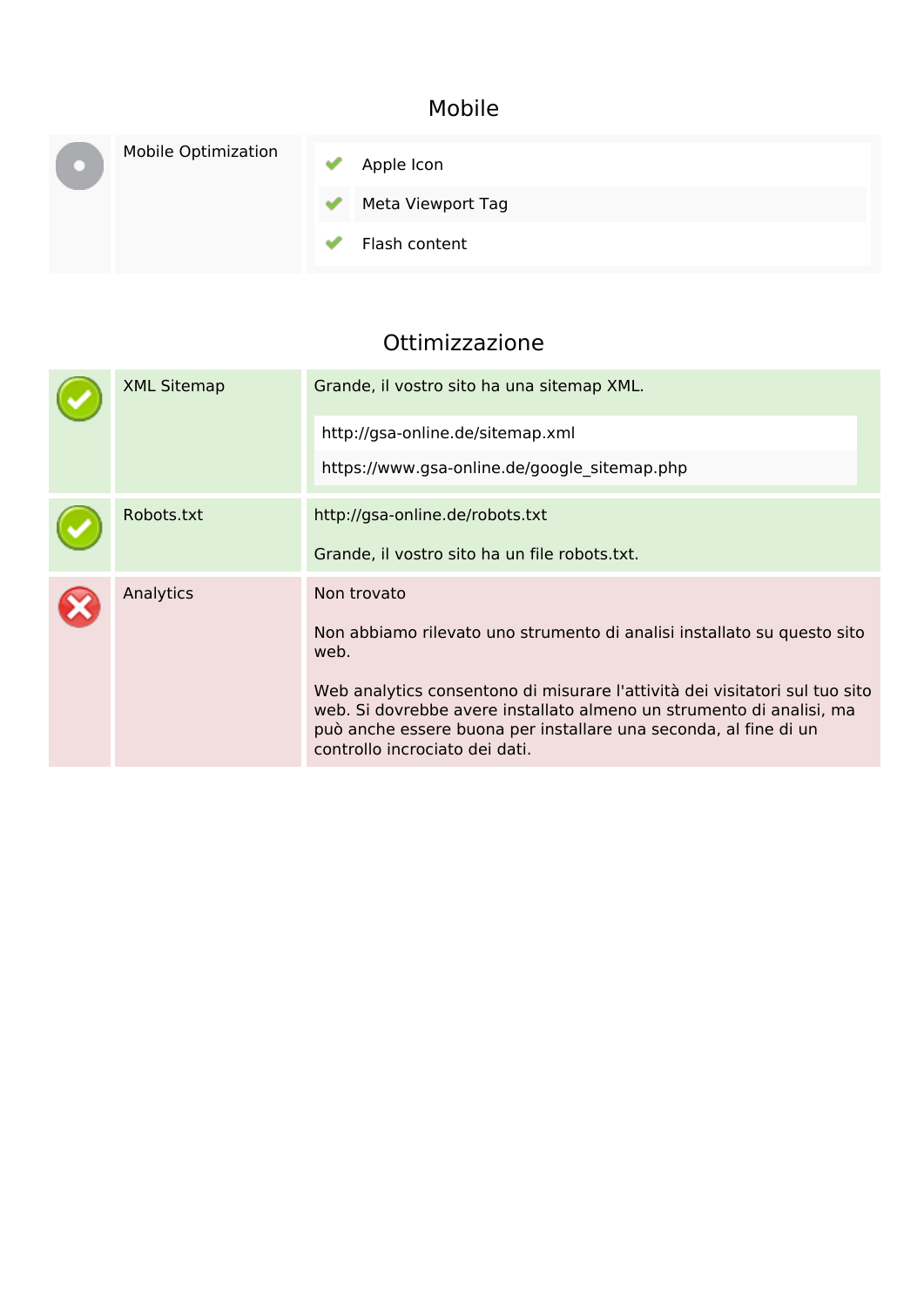## Mobile

| | | |
|---|---|---|
| | Mobile Optimization | Apple Icon<br>Meta Viewport Tag<br>Flash content |

## Ottimizzazione

| | | |
|---|---|---|
| | XML Sitemap | Grande, il vostro sito ha una sitemap XML.<br><br>http://gsa-online.de/sitemap.xml<br>https://www.gsa-online.de/google_sitemap.php |
| | Robots.txt | http://gsa-online.de/robots.txt<br><br>Grande, il vostro sito ha un file robots.txt. |
| | Analytics | Non trovato<br><br>Non abbiamo rilevato uno strumento di analisi installato su questo sito web.<br><br>Web analytics consentono di misurare l'attività dei visitatori sul tuo sito web. Si dovrebbe avere installato almeno un strumento di analisi, ma può anche essere buona per installare una seconda, al fine di un controllo incrociato dei dati. |